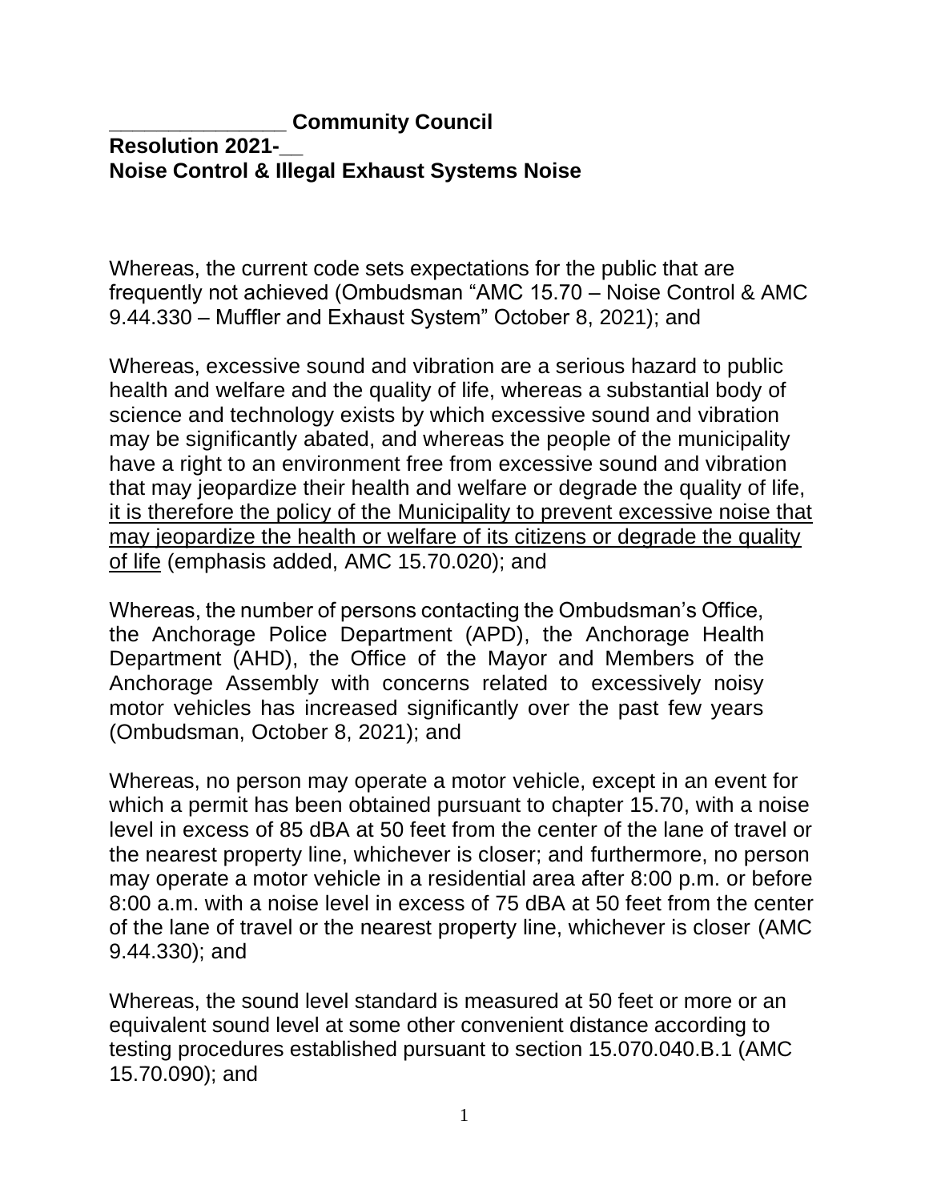**______________ Community Council**
**Resolution 2021-__**
**Noise Control & Illegal Exhaust Systems Noise**

Whereas, the current code sets expectations for the public that are frequently not achieved (Ombudsman "AMC 15.70 – Noise Control & AMC 9.44.330 – Muffler and Exhaust System" October 8, 2021); and

Whereas, excessive sound and vibration are a serious hazard to public health and welfare and the quality of life, whereas a substantial body of science and technology exists by which excessive sound and vibration may be significantly abated, and whereas the people of the municipality have a right to an environment free from excessive sound and vibration that may jeopardize their health and welfare or degrade the quality of life, <u>it is therefore the policy of the Municipality to prevent excessive noise that may jeopardize the health or welfare of its citizens or degrade the quality of life</u> (emphasis added, AMC 15.70.020); and

Whereas, the number of persons contacting the Ombudsman's Office, the Anchorage Police Department (APD), the Anchorage Health Department (AHD), the Office of the Mayor and Members of the Anchorage Assembly with concerns related to excessively noisy motor vehicles has increased significantly over the past few years (Ombudsman, October 8, 2021); and

Whereas, no person may operate a motor vehicle, except in an event for which a permit has been obtained pursuant to chapter 15.70, with a noise level in excess of 85 dBA at 50 feet from the center of the lane of travel or the nearest property line, whichever is closer; and furthermore, no person may operate a motor vehicle in a residential area after 8:00 p.m. or before 8:00 a.m. with a noise level in excess of 75 dBA at 50 feet from the center of the lane of travel or the nearest property line, whichever is closer (AMC 9.44.330); and

Whereas, the sound level standard is measured at 50 feet or more or an equivalent sound level at some other convenient distance according to testing procedures established pursuant to section 15.070.040.B.1 (AMC 15.70.090); and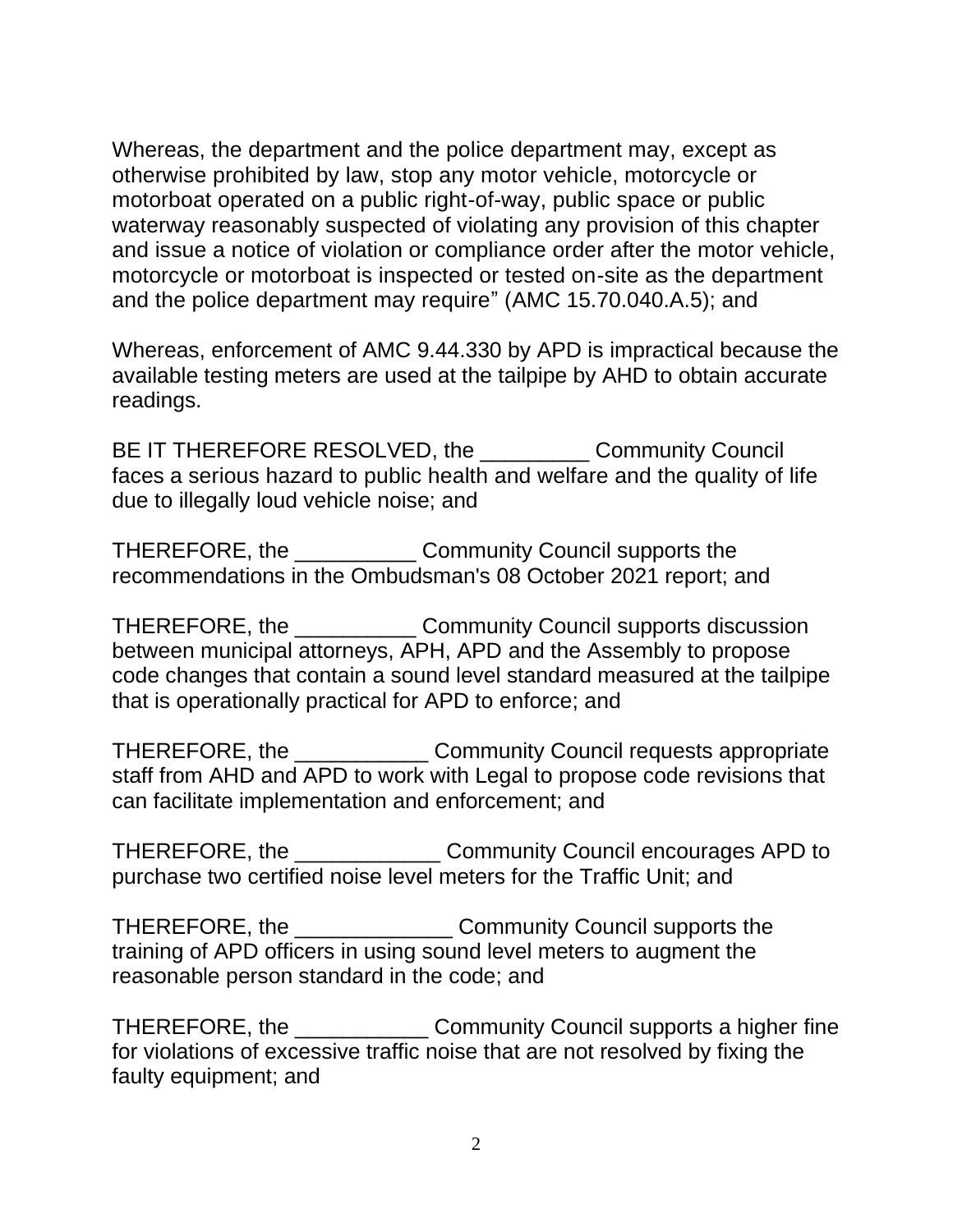Whereas, the department and the police department may, except as otherwise prohibited by law, stop any motor vehicle, motorcycle or motorboat operated on a public right-of-way, public space or public waterway reasonably suspected of violating any provision of this chapter and issue a notice of violation or compliance order after the motor vehicle, motorcycle or motorboat is inspected or tested on-site as the department and the police department may require" (AMC 15.70.040.A.5); and

Whereas, enforcement of AMC 9.44.330 by APD is impractical because the available testing meters are used at the tailpipe by AHD to obtain accurate readings.

BE IT THEREFORE RESOLVED, the _________ Community Council faces a serious hazard to public health and welfare and the quality of life due to illegally loud vehicle noise; and

THEREFORE, the __________ Community Council supports the recommendations in the Ombudsman's 08 October 2021 report; and

THEREFORE, the __________ Community Council supports discussion between municipal attorneys, APH, APD and the Assembly to propose code changes that contain a sound level standard measured at the tailpipe that is operationally practical for APD to enforce; and

THEREFORE, the ___________ Community Council requests appropriate staff from AHD and APD to work with Legal to propose code revisions that can facilitate implementation and enforcement; and

THEREFORE, the ____________ Community Council encourages APD to purchase two certified noise level meters for the Traffic Unit; and

THEREFORE, the _____________ Community Council supports the training of APD officers in using sound level meters to augment the reasonable person standard in the code; and

THEREFORE, the ___________ Community Council supports a higher fine for violations of excessive traffic noise that are not resolved by fixing the faulty equipment; and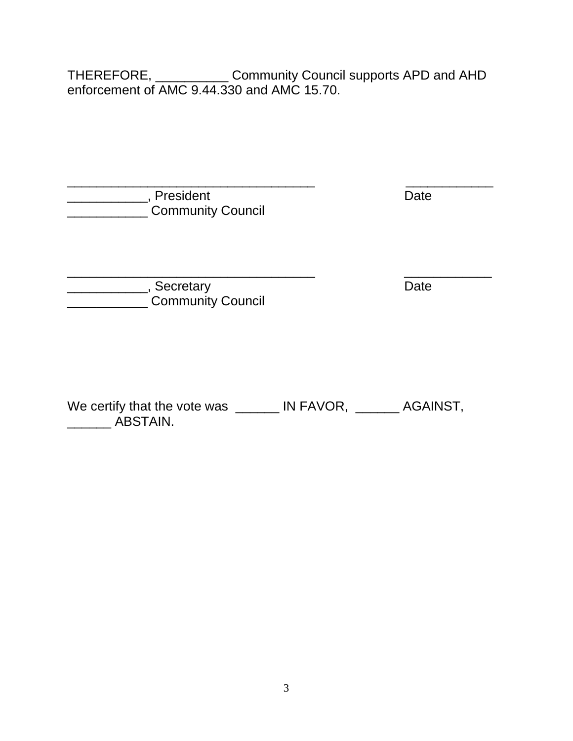THEREFORE, __________ Community Council supports APD and AHD enforcement of AMC 9.44.330 and AMC 15.70.

___________________________________ ____________
___________, President Date
___________ Community Council

___________________________________ ____________
___________, Secretary Date
___________ Community Council

We certify that the vote was ______ IN FAVOR, ______ AGAINST, ______ ABSTAIN.